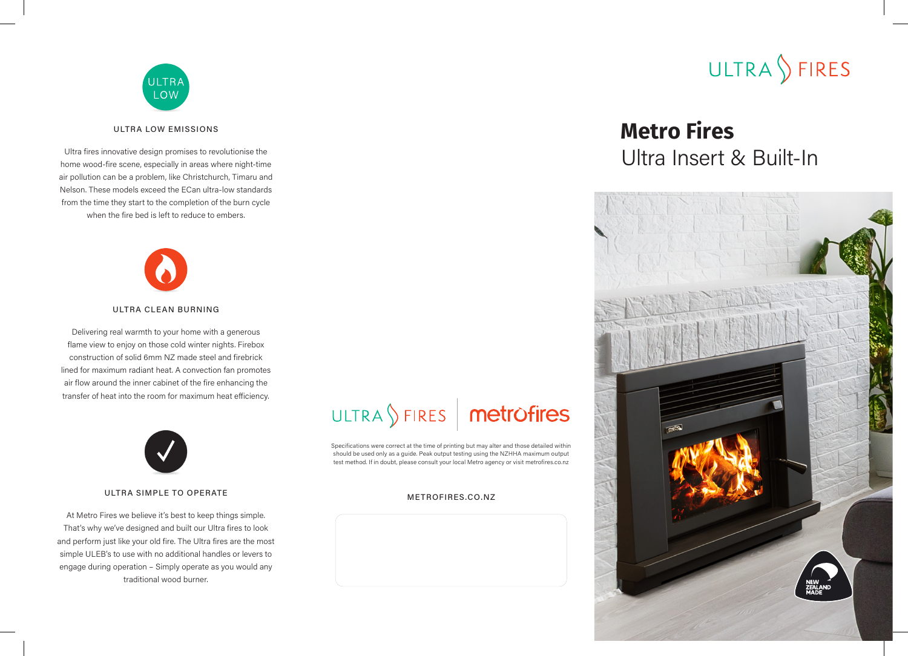ULTRA LOW

## ULTRA LOW EMISSIONS

Ultra fires innovative design promises to revolutionise the home wood-fire scene, especially in areas where night-time air pollution can be a problem, like Christchurch, Timaru and Nelson. These models exceed the ECan ultra-low standards from the time they start to the completion of the burn cycle when the fire bed is left to reduce to embers.

## ULTRA CLEAN BURNING

Delivering real warmth to your home with a generous flame view to enjoy on those cold winter nights. Firebox construction of solid 6mm NZ made steel and firebrick lined for maximum radiant heat. A convection fan promotes air flow around the inner cabinet of the fire enhancing the transfer of heat into the room for maximum heat efficiency.

## ULTRA SIMPLE TO OPERATE

At Metro Fires we believe it's best to keep things simple. That's why we've designed and built our Ultra fires to look and perform just like your old fire. The Ultra fires are the most simple ULEB's to use with no additional handles or levers to engage during operation – Simply operate as you would any traditional wood burner.

ULTRA FIRES | metrofires

Specifications were correct at the time of printing but may alter and those detailed within should be used only as a guide. Peak output testing using the NZHHA maximum output test method. If in doubt, please consult your local Metro agency or visit metrofires.co.nz

METROFIRES.CO.NZ

ULTRA FIRES

# Metro Fires

## Ultra Insert & Built-In

NEW ZEALAND MADE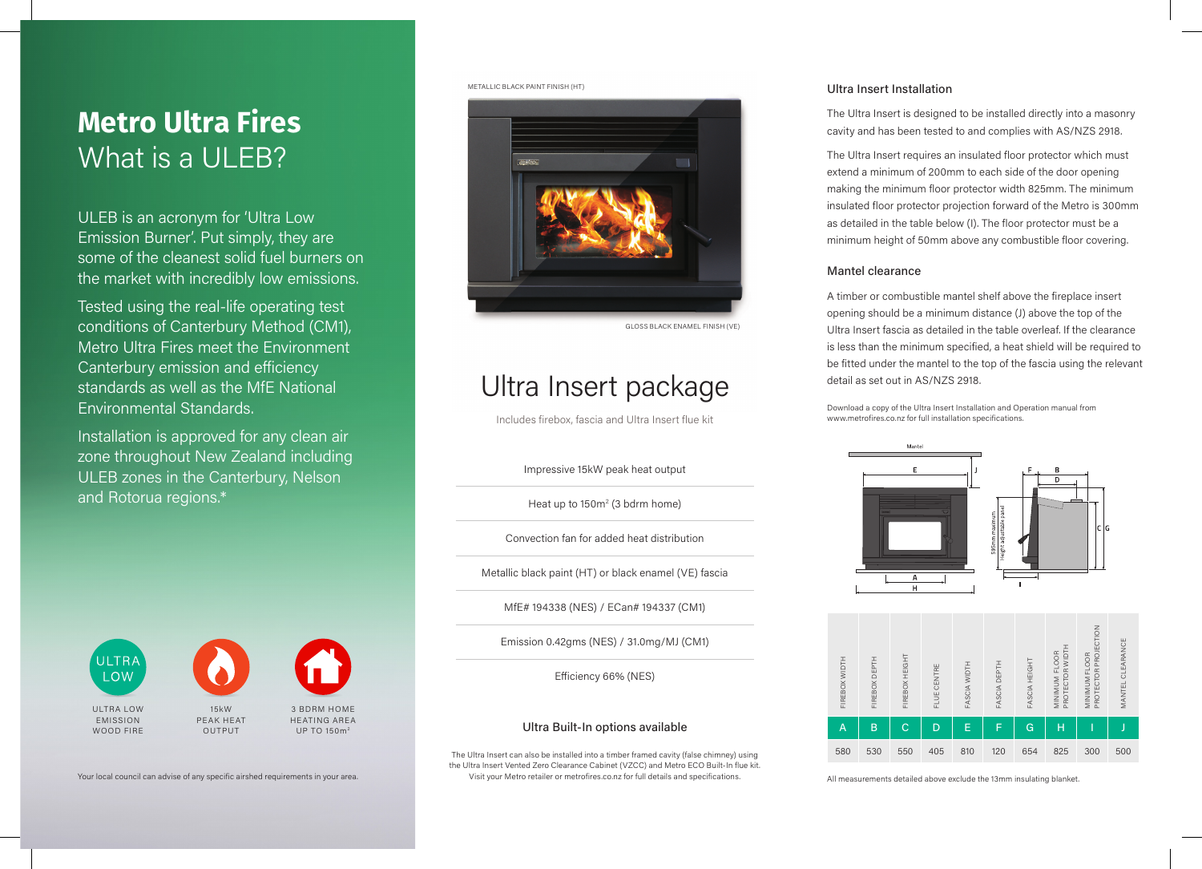# Metro Ultra Fires

## What is a ULEB?

ULEB is an acronym for 'Ultra Low Emission Burner'. Put simply, they are some of the cleanest solid fuel burners on the market with incredibly low emissions.

Tested using the real-life operating test conditions of Canterbury Method (CM1), Metro Ultra Fires meet the Environment Canterbury emission and efficiency standards as well as the MfE National Environmental Standards.

Installation is approved for any clean air zone throughout New Zealand including ULEB zones in the Canterbury, Nelson and Rotorua regions.*

ULTRA LOW

ULTRA LOW EMISSION WOOD FIRE

15kW PEAK HEAT OUTPUT

3 BDRM HOME HEATING AREA UP TO 150m²

Your local council can advise of any specific airshed requirements in your area.

METALLIC BLACK PAINT FINISH (HT)

GLOSS BLACK ENAMEL FINISH (VE)

## Ultra Insert package

Includes firebox, fascia and Ultra Insert flue kit

- Impressive 15kW peak heat output
- Heat up to 150m² (3 bdrm home)
- Convection fan for added heat distribution
- Metallic black paint (HT) or black enamel (VE) fascia
- MfE# 194338 (NES) / ECan# 194337 (CM1)
- Emission 0.42gms (NES) / 31.0mg/MJ (CM1)
- Efficiency 66% (NES)

### Ultra Built-In options available

The Ultra Insert can also be installed into a timber framed cavity (false chimney) using the Ultra Insert Vented Zero Clearance Cabinet (VZCC) and Metro ECO Built-In flue kit. Visit your Metro retailer or metrofires.co.nz for full details and specifications.

### Ultra Insert Installation

The Ultra Insert is designed to be installed directly into a masonry cavity and has been tested to and complies with AS/NZS 2918.

The Ultra Insert requires an insulated floor protector which must extend a minimum of 200mm to each side of the door opening making the minimum floor protector width 825mm. The minimum insulated floor protector projection forward of the Metro is 300mm as detailed in the table below (I). The floor protector must be a minimum height of 50mm above any combustible floor covering.

### Mantel clearance

A timber or combustible mantel shelf above the fireplace insert opening should be a minimum distance (J) above the top of the Ultra Insert fascia as detailed in the table overleaf. If the clearance is less than the minimum specified, a heat shield will be required to be fitted under the mantel to the top of the fascia using the relevant detail as set out in AS/NZS 2918.

Download a copy of the Ultra Insert Installation and Operation manual from www.metrofires.co.nz for full installation specifications.

Mantel
E
J
F
B
D
C
G
595mm maximum
Height adjustable panel
A
H
I

| FIREBOX WIDTH | FIREBOX DEPTH | FIREBOX HEIGHT | FLUE CENTRE | FASCIA WIDTH | FASCIA DEPTH | FASCIA HEIGHT | MINIMUM FLOOR PROTECTOR WIDTH | MINIMUM FLOOR PROTECTOR PROJECTION | MANTEL CLEARANCE |
|---|---|---|---|---|---|---|---|---|---|
| A | B | C | D | E | F | G | H | I | J |
| 580 | 530 | 550 | 405 | 810 | 120 | 654 | 825 | 300 | 500 |

All measurements detailed above exclude the 13mm insulating blanket.